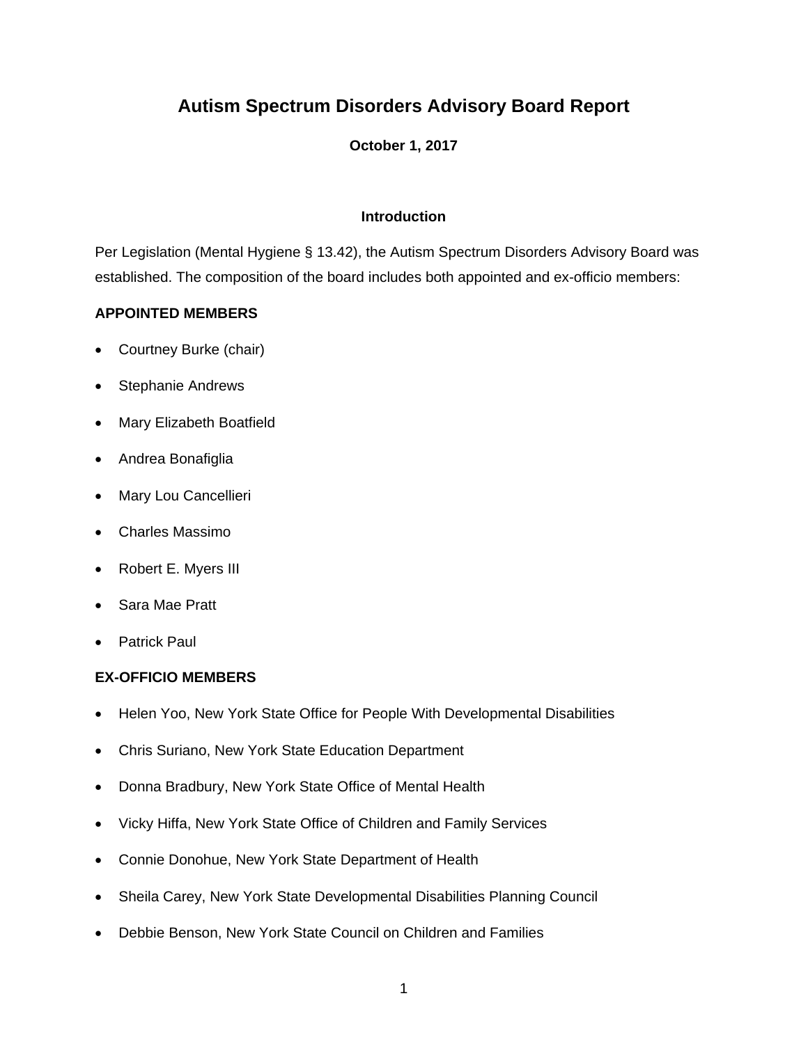# Autism Spectrum Disorders Advisory Board Report

**October 1, 2017**

## Introduction

Per Legislation (Mental Hygiene § 13.42), the Autism Spectrum Disorders Advisory Board was established. The composition of the board includes both appointed and ex-officio members:

**APPOINTED MEMBERS**

- Courtney Burke (chair)
- Stephanie Andrews
- Mary Elizabeth Boatfield
- Andrea Bonafiglia
- Mary Lou Cancellieri
- Charles Massimo
- Robert E. Myers III
- Sara Mae Pratt
- Patrick Paul

**EX-OFFICIO MEMBERS**

- Helen Yoo, New York State Office for People With Developmental Disabilities
- Chris Suriano, New York State Education Department
- Donna Bradbury, New York State Office of Mental Health
- Vicky Hiffa, New York State Office of Children and Family Services
- Connie Donohue, New York State Department of Health
- Sheila Carey, New York State Developmental Disabilities Planning Council
- Debbie Benson, New York State Council on Children and Families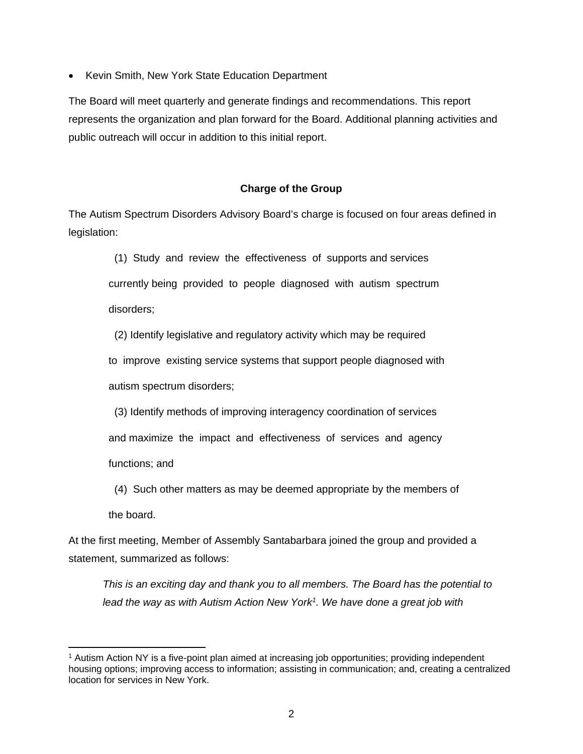- Kevin Smith, New York State Education Department

The Board will meet quarterly and generate findings and recommendations. This report represents the organization and plan forward for the Board. Additional planning activities and public outreach will occur in addition to this initial report.

**Charge of the Group**

The Autism Spectrum Disorders Advisory Board's charge is focused on four areas defined in legislation:

> (1) Study and review the effectiveness of supports and services currently being provided to people diagnosed with autism spectrum disorders;
>
> (2) Identify legislative and regulatory activity which may be required to improve existing service systems that support people diagnosed with autism spectrum disorders;
>
> (3) Identify methods of improving interagency coordination of services and maximize the impact and effectiveness of services and agency functions; and
>
> (4) Such other matters as may be deemed appropriate by the members of the board.

At the first meeting, Member of Assembly Santabarbara joined the group and provided a statement, summarized as follows:

> *This is an exciting day and thank you to all members. The Board has the potential to lead the way as with Autism Action New York[1]. We have done a great job with*

---

[1] Autism Action NY is a five-point plan aimed at increasing job opportunities; providing independent housing options; improving access to information; assisting in communication; and, creating a centralized location for services in New York.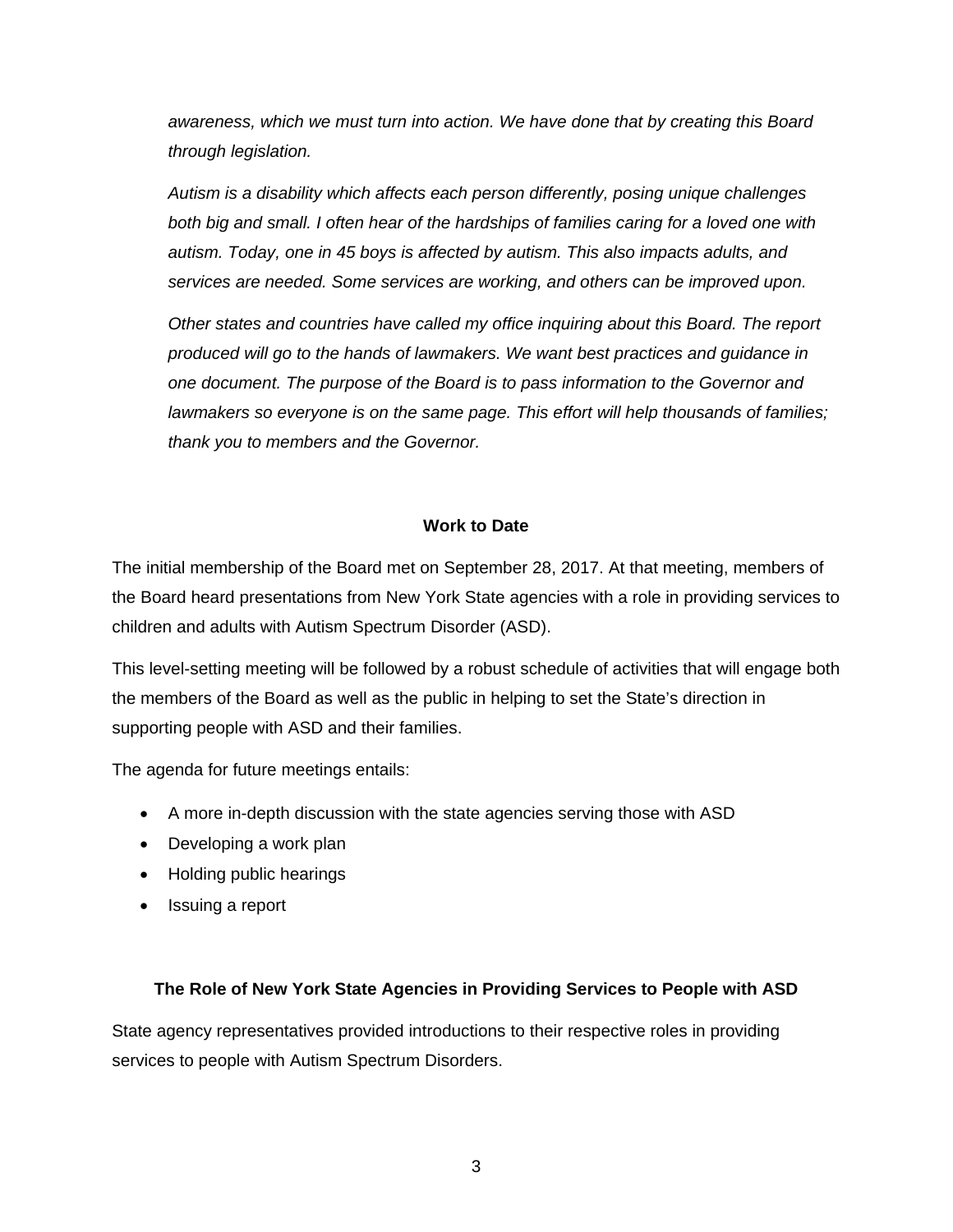*awareness, which we must turn into action. We have done that by creating this Board through legislation.*

*Autism is a disability which affects each person differently, posing unique challenges both big and small. I often hear of the hardships of families caring for a loved one with autism. Today, one in 45 boys is affected by autism. This also impacts adults, and services are needed. Some services are working, and others can be improved upon.*

*Other states and countries have called my office inquiring about this Board. The report produced will go to the hands of lawmakers. We want best practices and guidance in one document. The purpose of the Board is to pass information to the Governor and lawmakers so everyone is on the same page. This effort will help thousands of families; thank you to members and the Governor.*

## Work to Date

The initial membership of the Board met on September 28, 2017. At that meeting, members of the Board heard presentations from New York State agencies with a role in providing services to children and adults with Autism Spectrum Disorder (ASD).

This level-setting meeting will be followed by a robust schedule of activities that will engage both the members of the Board as well as the public in helping to set the State's direction in supporting people with ASD and their families.

The agenda for future meetings entails:

- A more in-depth discussion with the state agencies serving those with ASD
- Developing a work plan
- Holding public hearings
- Issuing a report

## The Role of New York State Agencies in Providing Services to People with ASD

State agency representatives provided introductions to their respective roles in providing services to people with Autism Spectrum Disorders.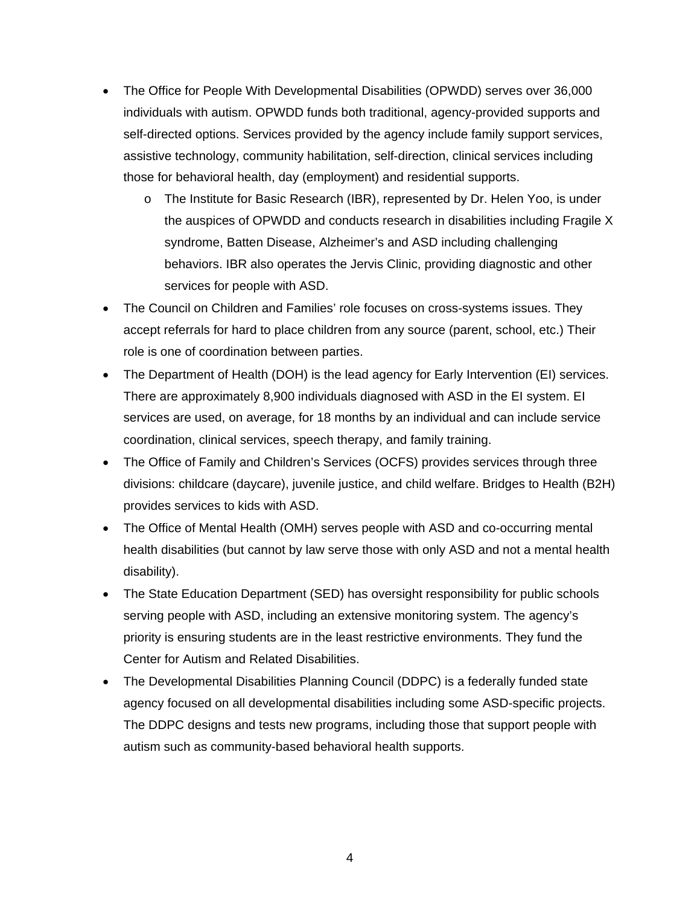- The Office for People With Developmental Disabilities (OPWDD) serves over 36,000 individuals with autism. OPWDD funds both traditional, agency-provided supports and self-directed options. Services provided by the agency include family support services, assistive technology, community habilitation, self-direction, clinical services including those for behavioral health, day (employment) and residential supports.
    - The Institute for Basic Research (IBR), represented by Dr. Helen Yoo, is under the auspices of OPWDD and conducts research in disabilities including Fragile X syndrome, Batten Disease, Alzheimer's and ASD including challenging behaviors. IBR also operates the Jervis Clinic, providing diagnostic and other services for people with ASD.
- The Council on Children and Families' role focuses on cross-systems issues. They accept referrals for hard to place children from any source (parent, school, etc.) Their role is one of coordination between parties.
- The Department of Health (DOH) is the lead agency for Early Intervention (EI) services. There are approximately 8,900 individuals diagnosed with ASD in the EI system. EI services are used, on average, for 18 months by an individual and can include service coordination, clinical services, speech therapy, and family training.
- The Office of Family and Children's Services (OCFS) provides services through three divisions: childcare (daycare), juvenile justice, and child welfare. Bridges to Health (B2H) provides services to kids with ASD.
- The Office of Mental Health (OMH) serves people with ASD and co-occurring mental health disabilities (but cannot by law serve those with only ASD and not a mental health disability).
- The State Education Department (SED) has oversight responsibility for public schools serving people with ASD, including an extensive monitoring system. The agency's priority is ensuring students are in the least restrictive environments. They fund the Center for Autism and Related Disabilities.
- The Developmental Disabilities Planning Council (DDPC) is a federally funded state agency focused on all developmental disabilities including some ASD-specific projects. The DDPC designs and tests new programs, including those that support people with autism such as community-based behavioral health supports.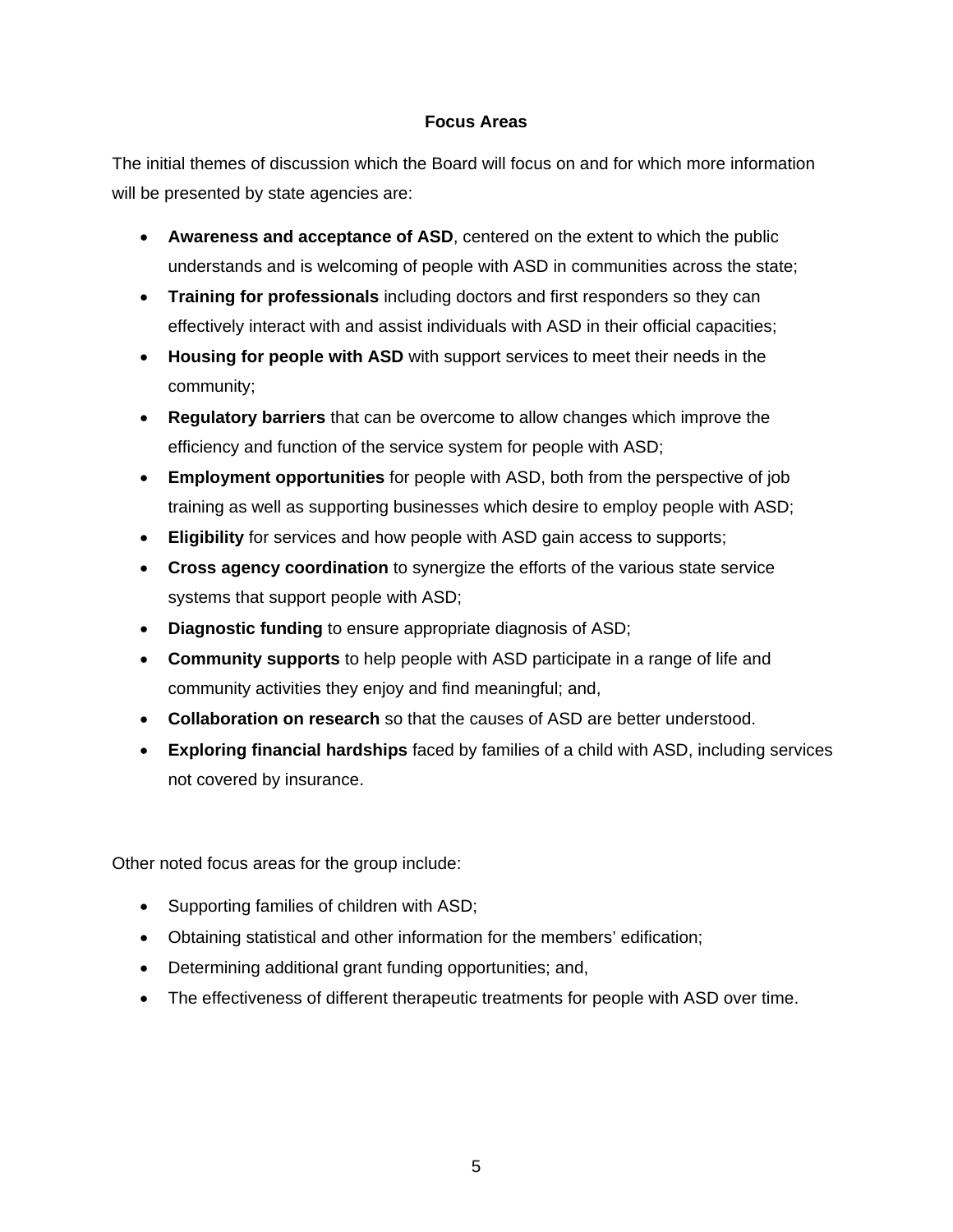## Focus Areas

The initial themes of discussion which the Board will focus on and for which more information will be presented by state agencies are:

- **Awareness and acceptance of ASD**, centered on the extent to which the public understands and is welcoming of people with ASD in communities across the state;
- **Training for professionals** including doctors and first responders so they can effectively interact with and assist individuals with ASD in their official capacities;
- **Housing for people with ASD** with support services to meet their needs in the community;
- **Regulatory barriers** that can be overcome to allow changes which improve the efficiency and function of the service system for people with ASD;
- **Employment opportunities** for people with ASD, both from the perspective of job training as well as supporting businesses which desire to employ people with ASD;
- **Eligibility** for services and how people with ASD gain access to supports;
- **Cross agency coordination** to synergize the efforts of the various state service systems that support people with ASD;
- **Diagnostic funding** to ensure appropriate diagnosis of ASD;
- **Community supports** to help people with ASD participate in a range of life and community activities they enjoy and find meaningful; and,
- **Collaboration on research** so that the causes of ASD are better understood.
- **Exploring financial hardships** faced by families of a child with ASD, including services not covered by insurance.

Other noted focus areas for the group include:

- Supporting families of children with ASD;
- Obtaining statistical and other information for the members' edification;
- Determining additional grant funding opportunities; and,
- The effectiveness of different therapeutic treatments for people with ASD over time.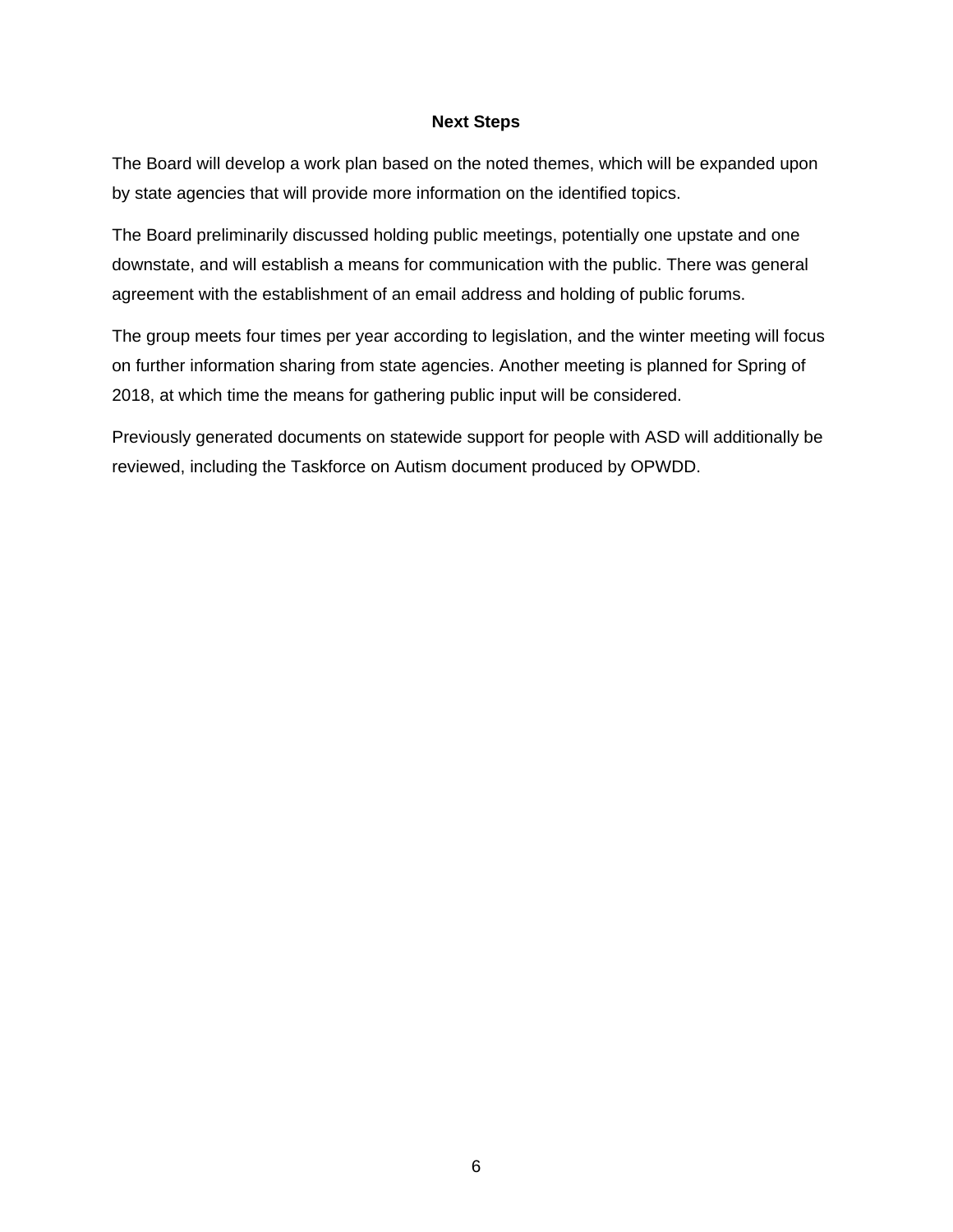## Next Steps

The Board will develop a work plan based on the noted themes, which will be expanded upon by state agencies that will provide more information on the identified topics.

The Board preliminarily discussed holding public meetings, potentially one upstate and one downstate, and will establish a means for communication with the public. There was general agreement with the establishment of an email address and holding of public forums.

The group meets four times per year according to legislation, and the winter meeting will focus on further information sharing from state agencies. Another meeting is planned for Spring of 2018, at which time the means for gathering public input will be considered.

Previously generated documents on statewide support for people with ASD will additionally be reviewed, including the Taskforce on Autism document produced by OPWDD.